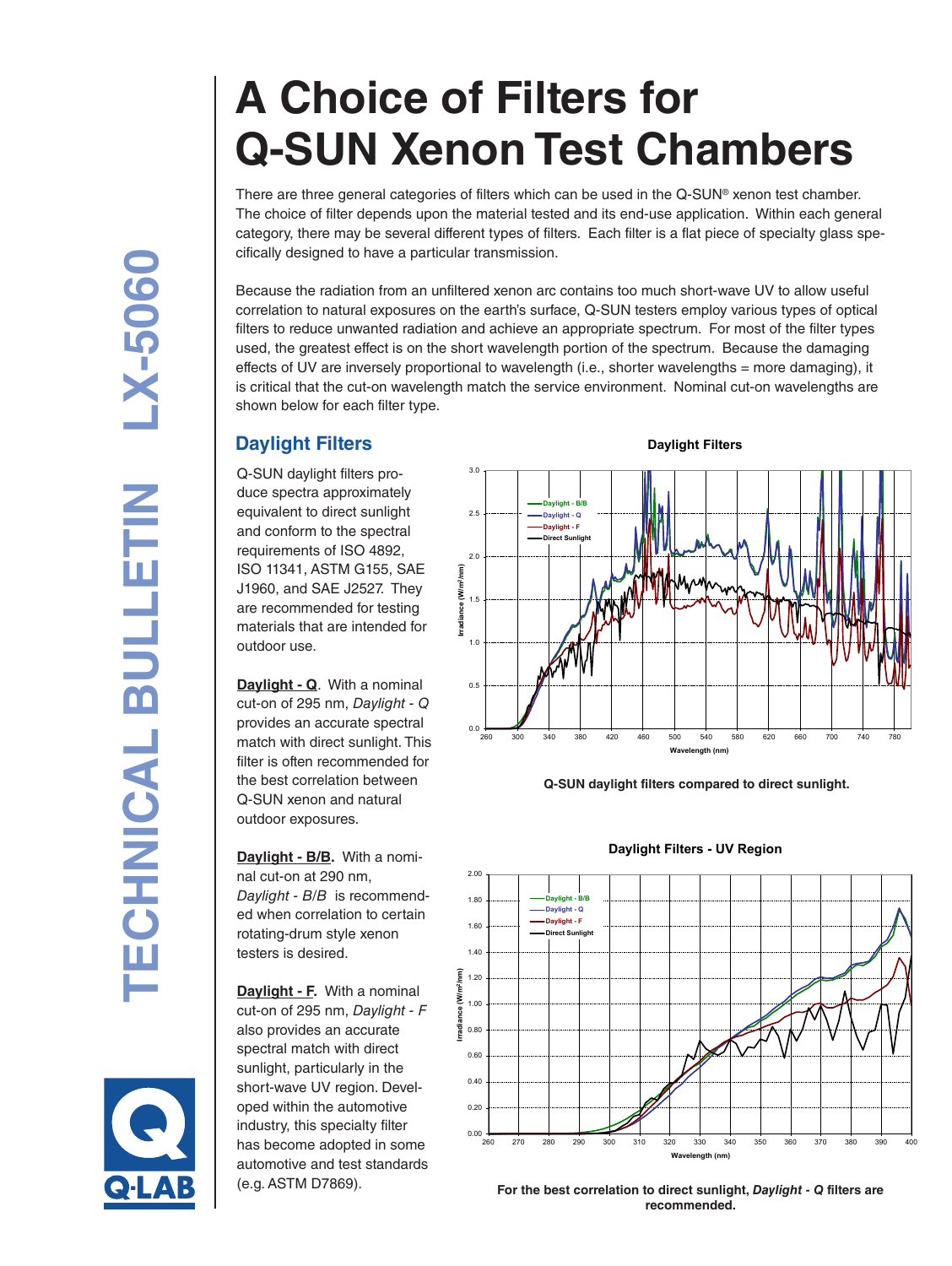# A Choice of Filters for Q-SUN Xenon Test Chambers

There are three general categories of filters which can be used in the Q-SUN® xenon test chamber. The choice of filter depends upon the material tested and its end-use application. Within each general category, there may be several different types of filters. Each filter is a flat piece of specialty glass specifically designed to have a particular transmission.

Because the radiation from an unfiltered xenon arc contains too much short-wave UV to allow useful correlation to natural exposures on the earth's surface, Q-SUN testers employ various types of optical filters to reduce unwanted radiation and achieve an appropriate spectrum. For most of the filter types used, the greatest effect is on the short wavelength portion of the spectrum. Because the damaging effects of UV are inversely proportional to wavelength (i.e., shorter wavelengths = more damaging), it is critical that the cut-on wavelength match the service environment. Nominal cut-on wavelengths are shown below for each filter type.

## Daylight Filters

Q-SUN daylight filters produce spectra approximately equivalent to direct sunlight and conform to the spectral requirements of ISO 4892, ISO 11341, ASTM G155, SAE J1960, and SAE J2527. They are recommended for testing materials that are intended for outdoor use.

**Daylight - Q**. With a nominal cut-on of 295 nm, *Daylight - Q* provides an accurate spectral match with direct sunlight. This filter is often recommended for the best correlation between Q-SUN xenon and natural outdoor exposures.

**Daylight - B/B.** With a nominal cut-on at 290 nm, *Daylight - B/B* is recommended when correlation to certain rotating-drum style xenon testers is desired.

**Daylight - F.** With a nominal cut-on of 295 nm, *Daylight - F* also provides an accurate spectral match with direct sunlight, particularly in the short-wave UV region. Developed within the automotive industry, this specialty filter has become adopted in some automotive and test standards (e.g. ASTM D7869).

**Q-SUN daylight filters compared to direct sunlight.**

**For the best correlation to direct sunlight, *Daylight - Q* filters are recommended.**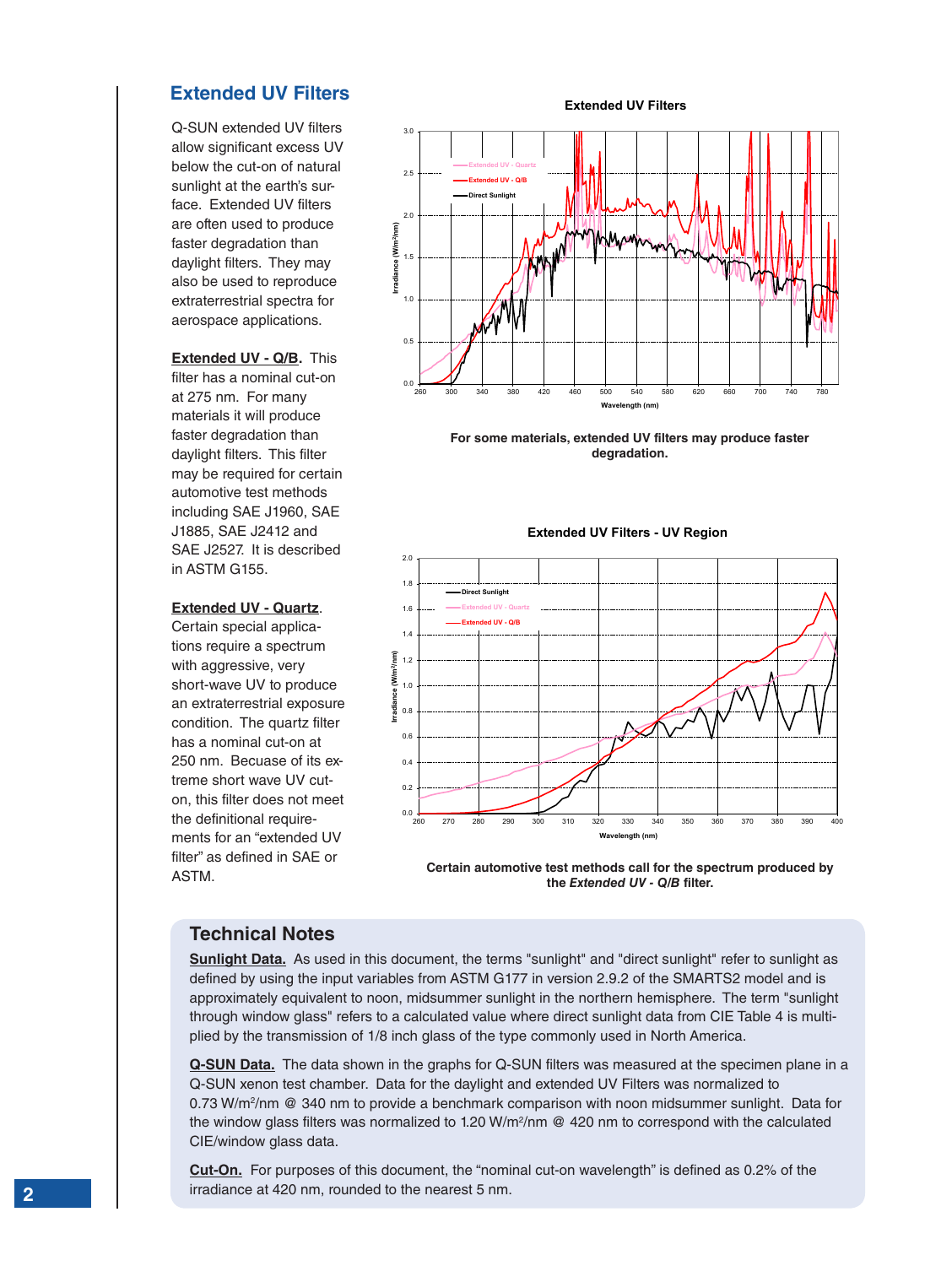## Extended UV Filters

Q-SUN extended UV filters allow significant excess UV below the cut-on of natural sunlight at the earth's surface. Extended UV filters are often used to produce faster degradation than daylight filters. They may also be used to reproduce extraterrestrial spectra for aerospace applications.

**Extended UV - Q/B.** This filter has a nominal cut-on at 275 nm. For many materials it will produce faster degradation than daylight filters. This filter may be required for certain automotive test methods including SAE J1960, SAE J1885, SAE J2412 and SAE J2527. It is described in ASTM G155.

**Extended UV - Quartz.** Certain special applications require a spectrum with aggressive, very short-wave UV to produce an extraterrestrial exposure condition. The quartz filter has a nominal cut-on at 250 nm. Because of its extreme short wave UV cut-on, this filter does not meet the definitional requirements for an "extended UV filter" as defined in SAE or ASTM.

**Extended UV Filters**

For some materials, extended UV filters may produce faster degradation.

**Extended UV Filters - UV Region**

Certain automotive test methods call for the spectrum produced by the *Extended UV - Q/B* filter.

### Technical Notes

**Sunlight Data.** As used in this document, the terms "sunlight" and "direct sunlight" refer to sunlight as defined by using the input variables from ASTM G177 in version 2.9.2 of the SMARTS2 model and is approximately equivalent to noon, midsummer sunlight in the northern hemisphere. The term "sunlight through window glass" refers to a calculated value where direct sunlight data from CIE Table 4 is multiplied by the transmission of 1/8 inch glass of the type commonly used in North America.

**Q-SUN Data.** The data shown in the graphs for Q-SUN filters was measured at the specimen plane in a Q-SUN xenon test chamber. Data for the daylight and extended UV Filters was normalized to 0.73 $W/m^2/nm$ @ 340 nm to provide a benchmark comparison with noon midsummer sunlight. Data for the window glass filters was normalized to 1.20 $W/m^2/nm$ @ 420 nm to correspond with the calculated CIE/window glass data.

**Cut-On.** For purposes of this document, the "nominal cut-on wavelength" is defined as 0.2% of the irradiance at 420 nm, rounded to the nearest 5 nm.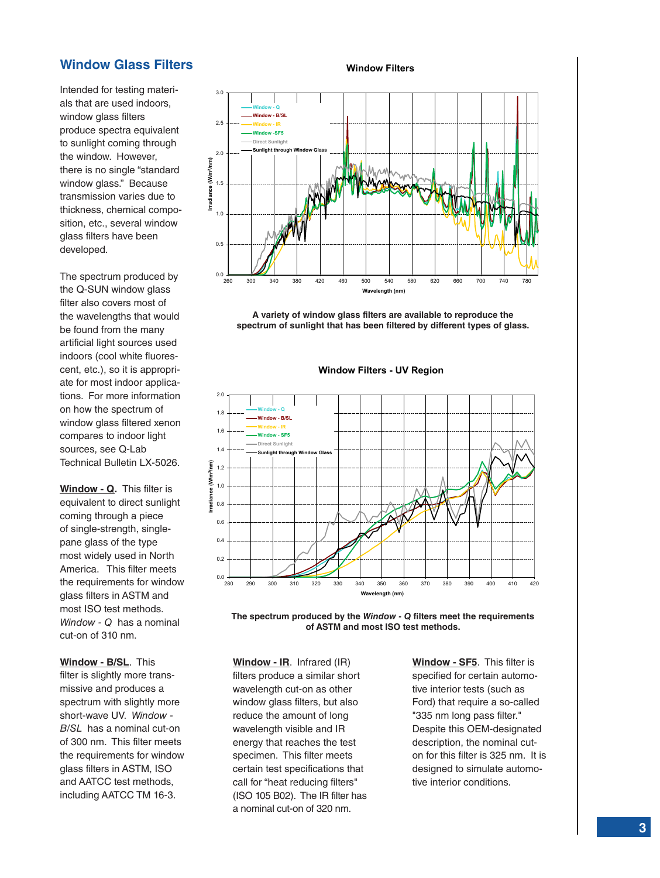## Window Glass Filters

Intended for testing materials that are used indoors, window glass filters produce spectra equivalent to sunlight coming through the window. However, there is no single "standard window glass." Because transmission varies due to thickness, chemical composition, etc., several window glass filters have been developed.

The spectrum produced by the Q-SUN window glass filter also covers most of the wavelengths that would be found from the many artificial light sources used indoors (cool white fluorescent, etc.), so it is appropriate for most indoor applications. For more information on how the spectrum of window glass filtered xenon compares to indoor light sources, see Q-Lab Technical Bulletin LX-5026.

**Window - Q**. This filter is equivalent to direct sunlight coming through a piece of single-strength, single-pane glass of the type most widely used in North America. This filter meets the requirements for window glass filters in ASTM and most ISO test methods. *Window - Q* has a nominal cut-on of 310 nm.

**Window - B/SL**. This filter is slightly more transmissive and produces a spectrum with slightly more short-wave UV. *Window - B/SL* has a nominal cut-on of 300 nm. This filter meets the requirements for window glass filters in ASTM, ISO and AATCC test methods, including AATCC TM 16-3.

**Window Filters**

A variety of window glass filters are available to reproduce the spectrum of sunlight that has been filtered by different types of glass.

**Window Filters - UV Region**

The spectrum produced by the *Window - Q* filters meet the requirements of ASTM and most ISO test methods.

**Window - IR**. Infrared (IR) filters produce a similar short wavelength cut-on as other window glass filters, but also reduce the amount of long wavelength visible and IR energy that reaches the test specimen. This filter meets certain test specifications that call for "heat reducing filters" (ISO 105 B02). The IR filter has a nominal cut-on of 320 nm.

**Window - SF5**. This filter is specified for certain automotive interior tests (such as Ford) that require a so-called "335 nm long pass filter." Despite this OEM-designated description, the nominal cut-on for this filter is 325 nm. It is designed to simulate automotive interior conditions.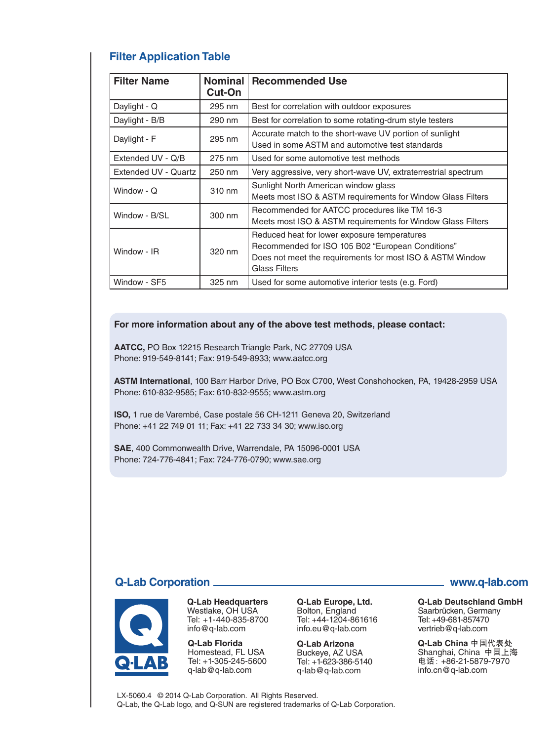## Filter Application Table

| Filter Name | Nominal Cut-On | Recommended Use |
|---|---|---|
| Daylight - Q | 295 nm | Best for correlation with outdoor exposures |
| Daylight - B/B | 290 nm | Best for correlation to some rotating-drum style testers |
| Daylight - F | 295 nm | Accurate match to the short-wave UV portion of sunlight<br>Used in some ASTM and automotive test standards |
| Extended UV - Q/B | 275 nm | Used for some automotive test methods |
| Extended UV - Quartz | 250 nm | Very aggressive, very short-wave UV, extraterrestrial spectrum |
| Window - Q | 310 nm | Sunlight North American window glass<br>Meets most ISO & ASTM requirements for Window Glass Filters |
| Window - B/SL | 300 nm | Recommended for AATCC procedures like TM 16-3<br>Meets most ISO & ASTM requirements for Window Glass Filters |
| Window - IR | 320 nm | Reduced heat for lower exposure temperatures<br>Recommended for ISO 105 B02 "European Conditions"<br>Does not meet the requirements for most ISO & ASTM Window Glass Filters |
| Window - SF5 | 325 nm | Used for some automotive interior tests (e.g. Ford) |

**For more information about any of the above test methods, please contact:**

**AATCC,** PO Box 12215 Research Triangle Park, NC 27709 USA
Phone: 919-549-8141; Fax: 919-549-8933; www.aatcc.org

**ASTM International**, 100 Barr Harbor Drive, PO Box C700, West Conshohocken, PA, 19428-2959 USA
Phone: 610-832-9585; Fax: 610-832-9555; www.astm.org

**ISO,** 1 rue de Varembé, Case postale 56 CH-1211 Geneva 20, Switzerland
Phone: +41 22 749 01 11; Fax: +41 22 733 34 30; www.iso.org

**SAE**, 400 Commonwealth Drive, Warrendale, PA 15096-0001 USA
Phone: 724-776-4841; Fax: 724-776-0790; www.sae.org

**Q-Lab Corporation** www.q-lab.com

**Q-Lab Headquarters**
Westlake, OH USA
Tel: +1-440-835-8700
info@q-lab.com

**Q-Lab Florida**
Homestead, FL USA
Tel: +1-305-245-5600
q-lab@q-lab.com

**Q-Lab Europe, Ltd.**
Bolton, England
Tel: +44-1204-861616
info.eu@q-lab.com

**Q-Lab Arizona**
Buckeye, AZ USA
Tel: +1-623-386-5140
q-lab@q-lab.com

**Q-Lab Deutschland GmbH**
Saarbrücken, Germany
Tel: +49-681-857470
vertrieb@q-lab.com

**Q-Lab China 中国代表处**
Shanghai, China 中国上海
电话：+86-21-5879-7970
info.cn@q-lab.com

LX-5060.4 © 2014 Q-Lab Corporation. All Rights Reserved.
Q-Lab, the Q-Lab logo, and Q-SUN are registered trademarks of Q-Lab Corporation.